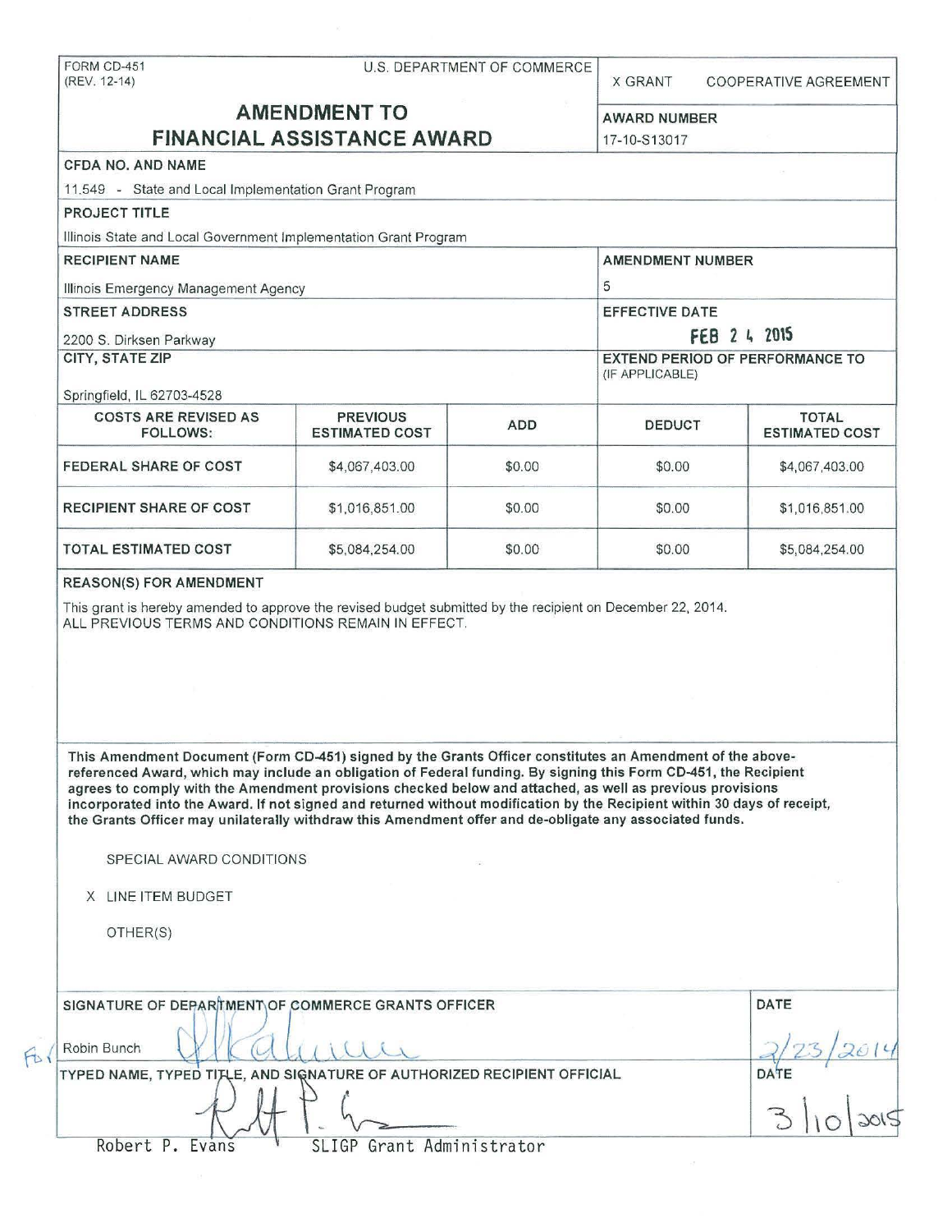FORM CD-451
(REV. 12-14)

U.S. DEPARTMENT OF COMMERCE

X GRANT     COOPERATIVE AGREEMENT

# AMENDMENT TO FINANCIAL ASSISTANCE AWARD

**AWARD NUMBER**
17-10-S13017

**CFDA NO. AND NAME**
11.549 - State and Local Implementation Grant Program

**PROJECT TITLE**
Illinois State and Local Government Implementation Grant Program

**RECIPIENT NAME**
Illinois Emergency Management Agency

**AMENDMENT NUMBER**
5

**STREET ADDRESS**
2200 S. Dirksen Parkway

**EFFECTIVE DATE**
FEB 2 4 2015

**CITY, STATE ZIP**
Springfield, IL 62703-4528

**EXTEND PERIOD OF PERFORMANCE TO** (IF APPLICABLE)

| COSTS ARE REVISED AS FOLLOWS: | PREVIOUS ESTIMATED COST | ADD | DEDUCT | TOTAL ESTIMATED COST |
|---|---|---|---|---|
| FEDERAL SHARE OF COST | $4,067,403.00 | $0.00 | $0.00 | $4,067,403.00 |
| RECIPIENT SHARE OF COST | $1,016,851.00 | $0.00 | $0.00 | $1,016,851.00 |
| TOTAL ESTIMATED COST | $5,084,254.00 | $0.00 | $0.00 | $5,084,254.00 |

**REASON(S) FOR AMENDMENT**

This grant is hereby amended to approve the revised budget submitted by the recipient on December 22, 2014.
ALL PREVIOUS TERMS AND CONDITIONS REMAIN IN EFFECT.

**This Amendment Document (Form CD-451) signed by the Grants Officer constitutes an Amendment of the above-referenced Award, which may include an obligation of Federal funding. By signing this Form CD-451, the Recipient agrees to comply with the Amendment provisions checked below and attached, as well as previous provisions incorporated into the Award. If not signed and returned without modification by the Recipient within 30 days of receipt, the Grants Officer may unilaterally withdraw this Amendment offer and de-obligate any associated funds.**

SPECIAL AWARD CONDITIONS

X LINE ITEM BUDGET

OTHER(S)

**SIGNATURE OF DEPARTMENT OF COMMERCE GRANTS OFFICER**
For Robin Bunch

**DATE**
2/23/2014

**TYPED NAME, TYPED TITLE, AND SIGNATURE OF AUTHORIZED RECIPIENT OFFICIAL**
Robert P. Evans     SLIGP Grant Administrator

**DATE**
3/10/2015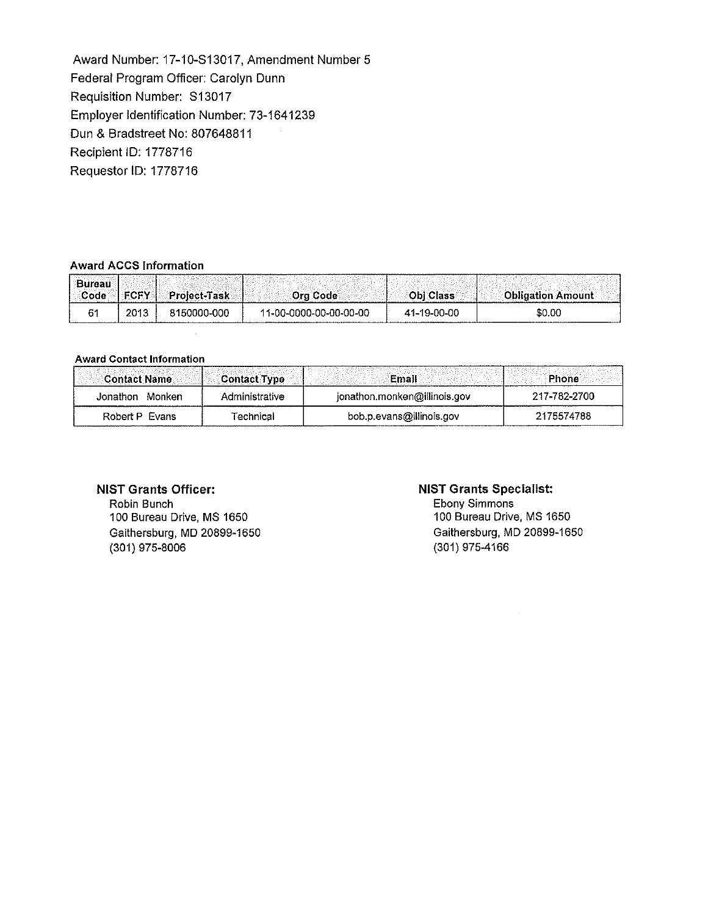Award Number: 17-10-S13017, Amendment Number 5
Federal Program Officer: Carolyn Dunn
Requisition Number: S13017
Employer Identification Number: 73-1641239
Dun & Bradstreet No: 807648811
Recipient ID: 1778716
Requestor ID: 1778716

**Award ACCS Information**

| Bureau Code | FCFY | Project-Task | Org Code | Obj Class | Obligation Amount |
|---|---|---|---|---|---|
| 61 | 2013 | 8150000-000 | 11-00-0000-00-00-00-00 | 41-19-00-00 | $0.00 |

**Award Contact Information**

| Contact Name | Contact Type | Email | Phone |
|---|---|---|---|
| Jonathon Monken | Administrative | jonathon.monken@illinois.gov | 217-782-2700 |
| Robert P Evans | Technical | bob.p.evans@illinois.gov | 2175574788 |

**NIST Grants Officer:**
Robin Bunch
100 Bureau Drive, MS 1650
Gaithersburg, MD 20899-1650
(301) 975-8006

**NIST Grants Specialist:**
Ebony Simmons
100 Bureau Drive, MS 1650
Gaithersburg, MD 20899-1650
(301) 975-4166